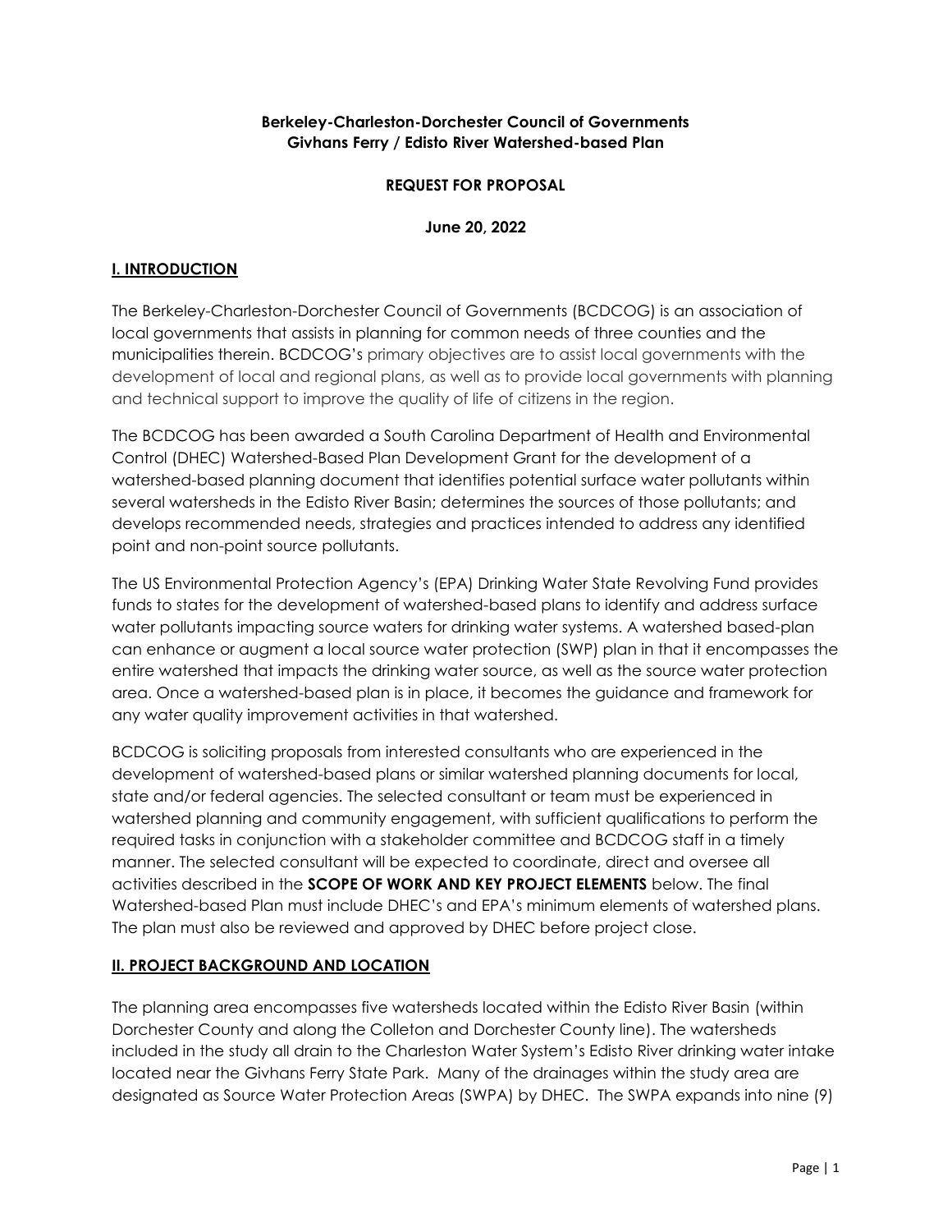**Berkeley-Charleston-Dorchester Council of Governments**
**Givhans Ferry / Edisto River Watershed-based Plan**

**REQUEST FOR PROPOSAL**

**June 20, 2022**

## I. INTRODUCTION

The Berkeley-Charleston-Dorchester Council of Governments (BCDCOG) is an association of local governments that assists in planning for common needs of three counties and the municipalities therein. BCDCOG's primary objectives are to assist local governments with the development of local and regional plans, as well as to provide local governments with planning and technical support to improve the quality of life of citizens in the region.

The BCDCOG has been awarded a South Carolina Department of Health and Environmental Control (DHEC) Watershed-Based Plan Development Grant for the development of a watershed-based planning document that identifies potential surface water pollutants within several watersheds in the Edisto River Basin; determines the sources of those pollutants; and develops recommended needs, strategies and practices intended to address any identified point and non-point source pollutants.

The US Environmental Protection Agency's (EPA) Drinking Water State Revolving Fund provides funds to states for the development of watershed-based plans to identify and address surface water pollutants impacting source waters for drinking water systems. A watershed based-plan can enhance or augment a local source water protection (SWP) plan in that it encompasses the entire watershed that impacts the drinking water source, as well as the source water protection area. Once a watershed-based plan is in place, it becomes the guidance and framework for any water quality improvement activities in that watershed.

BCDCOG is soliciting proposals from interested consultants who are experienced in the development of watershed-based plans or similar watershed planning documents for local, state and/or federal agencies. The selected consultant or team must be experienced in watershed planning and community engagement, with sufficient qualifications to perform the required tasks in conjunction with a stakeholder committee and BCDCOG staff in a timely manner. The selected consultant will be expected to coordinate, direct and oversee all activities described in the **SCOPE OF WORK AND KEY PROJECT ELEMENTS** below. The final Watershed-based Plan must include DHEC's and EPA's minimum elements of watershed plans. The plan must also be reviewed and approved by DHEC before project close.

## II. PROJECT BACKGROUND AND LOCATION

The planning area encompasses five watersheds located within the Edisto River Basin (within Dorchester County and along the Colleton and Dorchester County line). The watersheds included in the study all drain to the Charleston Water System's Edisto River drinking water intake located near the Givhans Ferry State Park. Many of the drainages within the study area are designated as Source Water Protection Areas (SWPA) by DHEC. The SWPA expands into nine (9)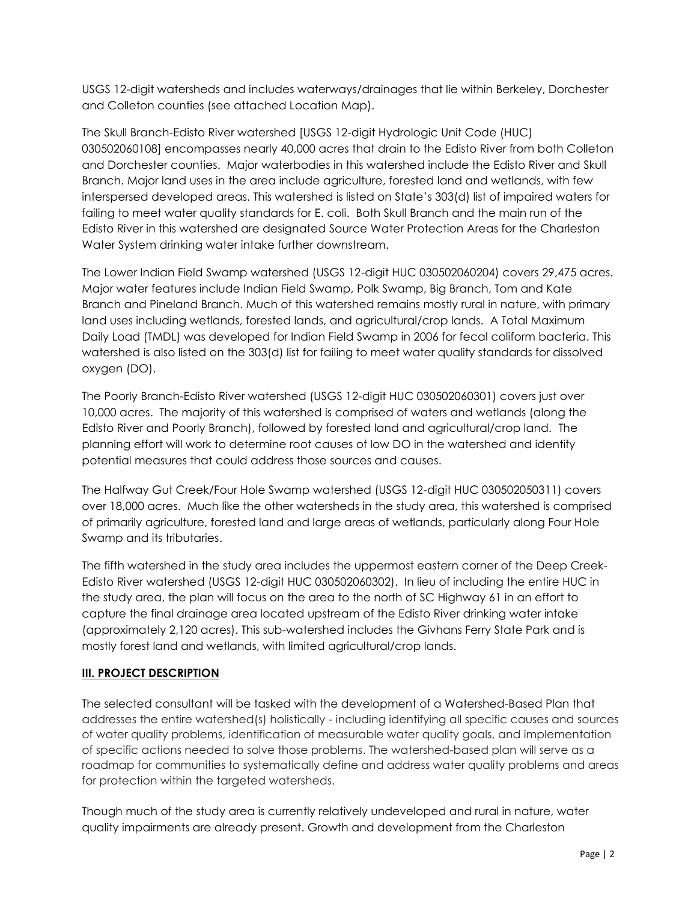USGS 12-digit watersheds and includes waterways/drainages that lie within Berkeley, Dorchester and Colleton counties (see attached Location Map).

The Skull Branch-Edisto River watershed [USGS 12-digit Hydrologic Unit Code (HUC) 030502060108] encompasses nearly 40,000 acres that drain to the Edisto River from both Colleton and Dorchester counties. Major waterbodies in this watershed include the Edisto River and Skull Branch. Major land uses in the area include agriculture, forested land and wetlands, with few interspersed developed areas. This watershed is listed on State's 303(d) list of impaired waters for failing to meet water quality standards for E. coli. Both Skull Branch and the main run of the Edisto River in this watershed are designated Source Water Protection Areas for the Charleston Water System drinking water intake further downstream.

The Lower Indian Field Swamp watershed (USGS 12-digit HUC 030502060204) covers 29,475 acres. Major water features include Indian Field Swamp, Polk Swamp, Big Branch, Tom and Kate Branch and Pineland Branch. Much of this watershed remains mostly rural in nature, with primary land uses including wetlands, forested lands, and agricultural/crop lands. A Total Maximum Daily Load (TMDL) was developed for Indian Field Swamp in 2006 for fecal coliform bacteria. This watershed is also listed on the 303(d) list for failing to meet water quality standards for dissolved oxygen (DO).

The Poorly Branch-Edisto River watershed (USGS 12-digit HUC 030502060301) covers just over 10,000 acres. The majority of this watershed is comprised of waters and wetlands (along the Edisto River and Poorly Branch), followed by forested land and agricultural/crop land. The planning effort will work to determine root causes of low DO in the watershed and identify potential measures that could address those sources and causes.

The Halfway Gut Creek/Four Hole Swamp watershed (USGS 12-digit HUC 030502050311) covers over 18,000 acres. Much like the other watersheds in the study area, this watershed is comprised of primarily agriculture, forested land and large areas of wetlands, particularly along Four Hole Swamp and its tributaries.

The fifth watershed in the study area includes the uppermost eastern corner of the Deep Creek-Edisto River watershed (USGS 12-digit HUC 030502060302). In lieu of including the entire HUC in the study area, the plan will focus on the area to the north of SC Highway 61 in an effort to capture the final drainage area located upstream of the Edisto River drinking water intake (approximately 2,120 acres). This sub-watershed includes the Givhans Ferry State Park and is mostly forest land and wetlands, with limited agricultural/crop lands.

## III. PROJECT DESCRIPTION

The selected consultant will be tasked with the development of a Watershed-Based Plan that addresses the entire watershed(s) holistically - including identifying all specific causes and sources of water quality problems, identification of measurable water quality goals, and implementation of specific actions needed to solve those problems. The watershed-based plan will serve as a roadmap for communities to systematically define and address water quality problems and areas for protection within the targeted watersheds.

Though much of the study area is currently relatively undeveloped and rural in nature, water quality impairments are already present. Growth and development from the Charleston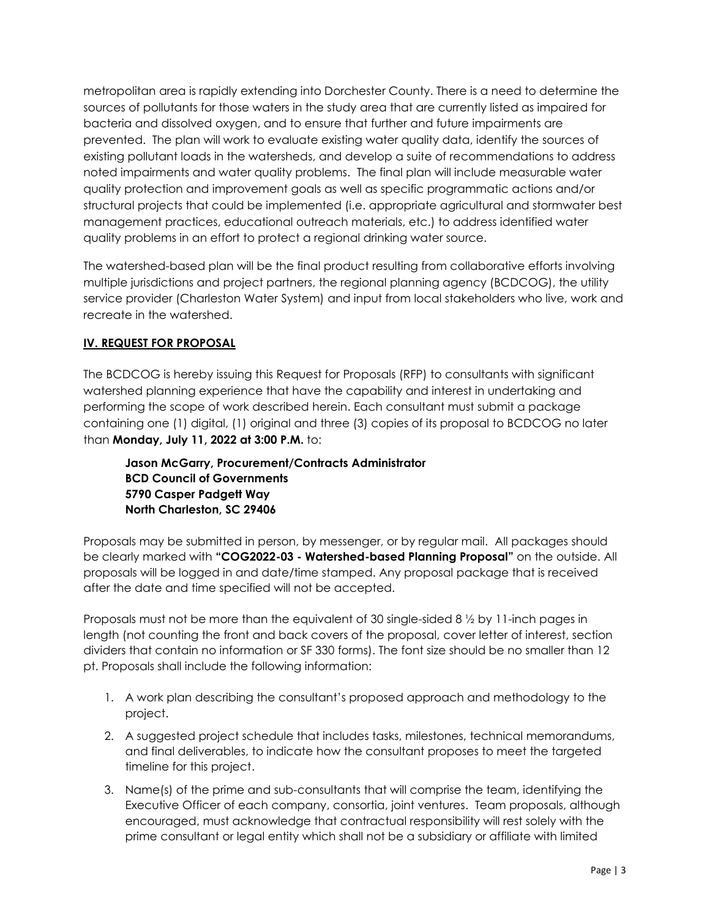metropolitan area is rapidly extending into Dorchester County. There is a need to determine the sources of pollutants for those waters in the study area that are currently listed as impaired for bacteria and dissolved oxygen, and to ensure that further and future impairments are prevented. The plan will work to evaluate existing water quality data, identify the sources of existing pollutant loads in the watersheds, and develop a suite of recommendations to address noted impairments and water quality problems. The final plan will include measurable water quality protection and improvement goals as well as specific programmatic actions and/or structural projects that could be implemented (i.e. appropriate agricultural and stormwater best management practices, educational outreach materials, etc.) to address identified water quality problems in an effort to protect a regional drinking water source.

The watershed-based plan will be the final product resulting from collaborative efforts involving multiple jurisdictions and project partners, the regional planning agency (BCDCOG), the utility service provider (Charleston Water System) and input from local stakeholders who live, work and recreate in the watershed.

## IV. REQUEST FOR PROPOSAL

The BCDCOG is hereby issuing this Request for Proposals (RFP) to consultants with significant watershed planning experience that have the capability and interest in undertaking and performing the scope of work described herein. Each consultant must submit a package containing one (1) digital, (1) original and three (3) copies of its proposal to BCDCOG no later than **Monday, July 11, 2022 at 3:00 P.M.** to:

> **Jason McGarry, Procurement/Contracts Administrator**
> **BCD Council of Governments**
> **5790 Casper Padgett Way**
> **North Charleston, SC 29406**

Proposals may be submitted in person, by messenger, or by regular mail. All packages should be clearly marked with **"COG2022-03 - Watershed-based Planning Proposal"** on the outside. All proposals will be logged in and date/time stamped. Any proposal package that is received after the date and time specified will not be accepted.

Proposals must not be more than the equivalent of 30 single-sided 8 ½ by 11-inch pages in length (not counting the front and back covers of the proposal, cover letter of interest, section dividers that contain no information or SF 330 forms). The font size should be no smaller than 12 pt. Proposals shall include the following information:

1. A work plan describing the consultant's proposed approach and methodology to the project.
2. A suggested project schedule that includes tasks, milestones, technical memorandums, and final deliverables, to indicate how the consultant proposes to meet the targeted timeline for this project.
3. Name(s) of the prime and sub-consultants that will comprise the team, identifying the Executive Officer of each company, consortia, joint ventures. Team proposals, although encouraged, must acknowledge that contractual responsibility will rest solely with the prime consultant or legal entity which shall not be a subsidiary or affiliate with limited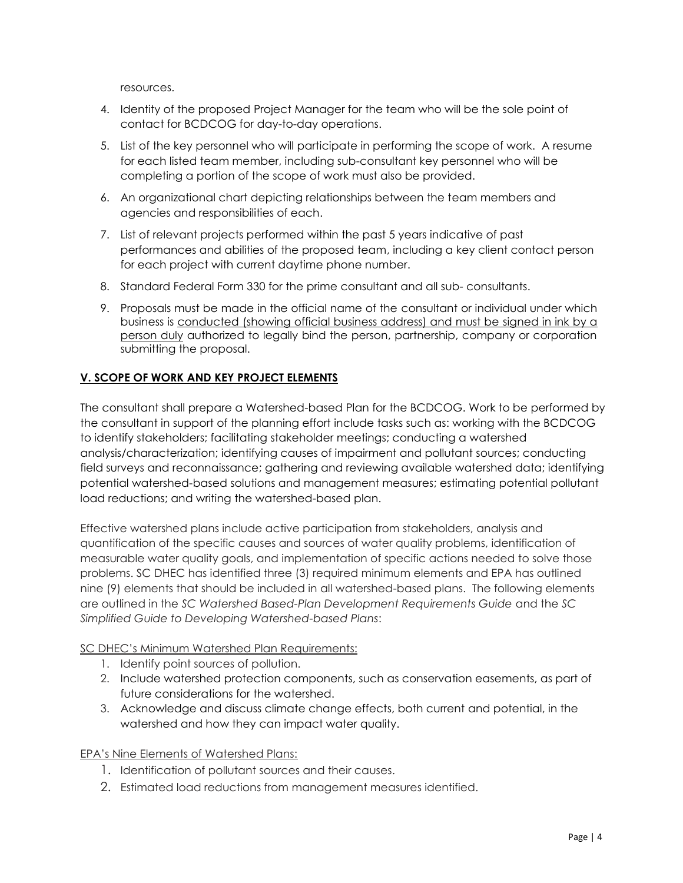resources.

4. Identity of the proposed Project Manager for the team who will be the sole point of contact for BCDCOG for day-to-day operations.
5. List of the key personnel who will participate in performing the scope of work. A resume for each listed team member, including sub-consultant key personnel who will be completing a portion of the scope of work must also be provided.
6. An organizational chart depicting relationships between the team members and agencies and responsibilities of each.
7. List of relevant projects performed within the past 5 years indicative of past performances and abilities of the proposed team, including a key client contact person for each project with current daytime phone number.
8. Standard Federal Form 330 for the prime consultant and all sub- consultants.
9. Proposals must be made in the official name of the consultant or individual under which business is conducted (showing official business address) and must be signed in ink by a person duly authorized to legally bind the person, partnership, company or corporation submitting the proposal.

## V. SCOPE OF WORK AND KEY PROJECT ELEMENTS

The consultant shall prepare a Watershed-based Plan for the BCDCOG. Work to be performed by the consultant in support of the planning effort include tasks such as: working with the BCDCOG to identify stakeholders; facilitating stakeholder meetings; conducting a watershed analysis/characterization; identifying causes of impairment and pollutant sources; conducting field surveys and reconnaissance; gathering and reviewing available watershed data; identifying potential watershed-based solutions and management measures; estimating potential pollutant load reductions; and writing the watershed-based plan.

Effective watershed plans include active participation from stakeholders, analysis and quantification of the specific causes and sources of water quality problems, identification of measurable water quality goals, and implementation of specific actions needed to solve those problems. SC DHEC has identified three (3) required minimum elements and EPA has outlined nine (9) elements that should be included in all watershed-based plans. The following elements are outlined in the *SC Watershed Based-Plan Development Requirements Guide* and the *SC Simplified Guide to Developing Watershed-based Plans*:

SC DHEC's Minimum Watershed Plan Requirements:

1. Identify point sources of pollution.
2. Include watershed protection components, such as conservation easements, as part of future considerations for the watershed.
3. Acknowledge and discuss climate change effects, both current and potential, in the watershed and how they can impact water quality.

EPA's Nine Elements of Watershed Plans:

1. Identification of pollutant sources and their causes.
2. Estimated load reductions from management measures identified.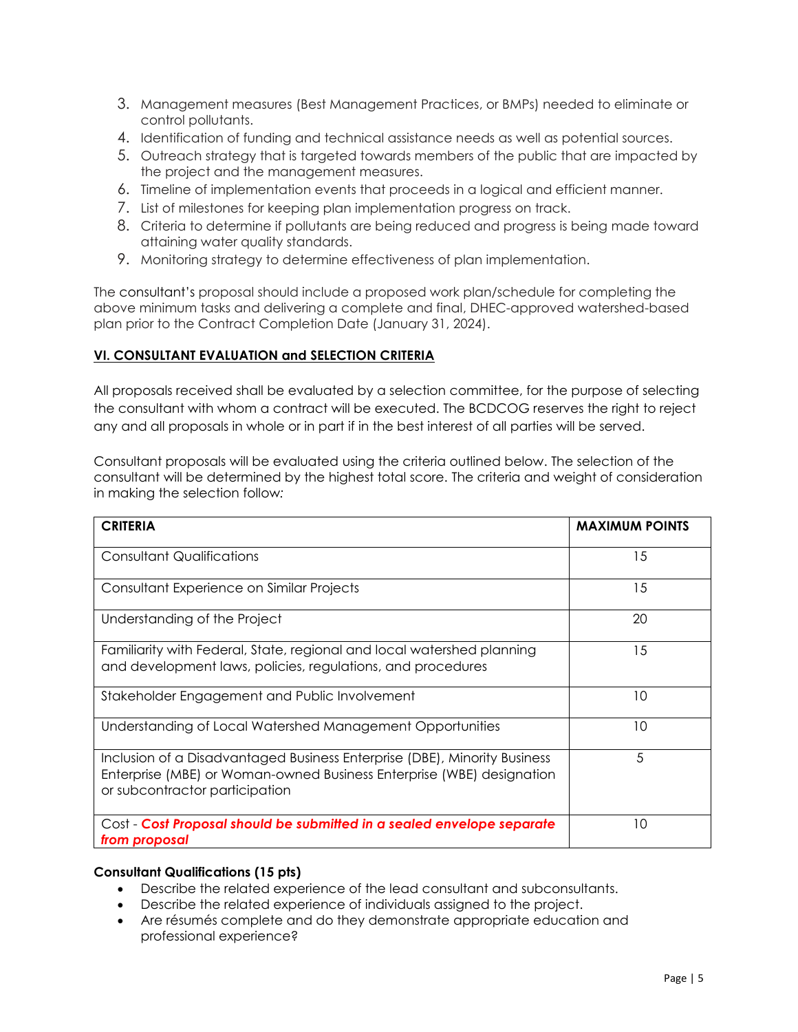3. Management measures (Best Management Practices, or BMPs) needed to eliminate or control pollutants.
4. Identification of funding and technical assistance needs as well as potential sources.
5. Outreach strategy that is targeted towards members of the public that are impacted by the project and the management measures.
6. Timeline of implementation events that proceeds in a logical and efficient manner.
7. List of milestones for keeping plan implementation progress on track.
8. Criteria to determine if pollutants are being reduced and progress is being made toward attaining water quality standards.
9. Monitoring strategy to determine effectiveness of plan implementation.

The consultant's proposal should include a proposed work plan/schedule for completing the above minimum tasks and delivering a complete and final, DHEC-approved watershed-based plan prior to the Contract Completion Date (January 31, 2024).

## VI. CONSULTANT EVALUATION and SELECTION CRITERIA

All proposals received shall be evaluated by a selection committee, for the purpose of selecting the consultant with whom a contract will be executed. The BCDCOG reserves the right to reject any and all proposals in whole or in part if in the best interest of all parties will be served.

Consultant proposals will be evaluated using the criteria outlined below. The selection of the consultant will be determined by the highest total score. The criteria and weight of consideration in making the selection follow:

| CRITERIA | MAXIMUM POINTS |
|---|---|
| Consultant Qualifications | 15 |
| Consultant Experience on Similar Projects | 15 |
| Understanding of the Project | 20 |
| Familiarity with Federal, State, regional and local watershed planning and development laws, policies, regulations, and procedures | 15 |
| Stakeholder Engagement and Public Involvement | 10 |
| Understanding of Local Watershed Management Opportunities | 10 |
| Inclusion of a Disadvantaged Business Enterprise (DBE), Minority Business Enterprise (MBE) or Woman-owned Business Enterprise (WBE) designation or subcontractor participation | 5 |
| Cost - ***Cost Proposal should be submitted in a sealed envelope separate from proposal*** | 10 |

**Consultant Qualifications (15 pts)**

- Describe the related experience of the lead consultant and subconsultants.
- Describe the related experience of individuals assigned to the project.
- Are résumés complete and do they demonstrate appropriate education and professional experience?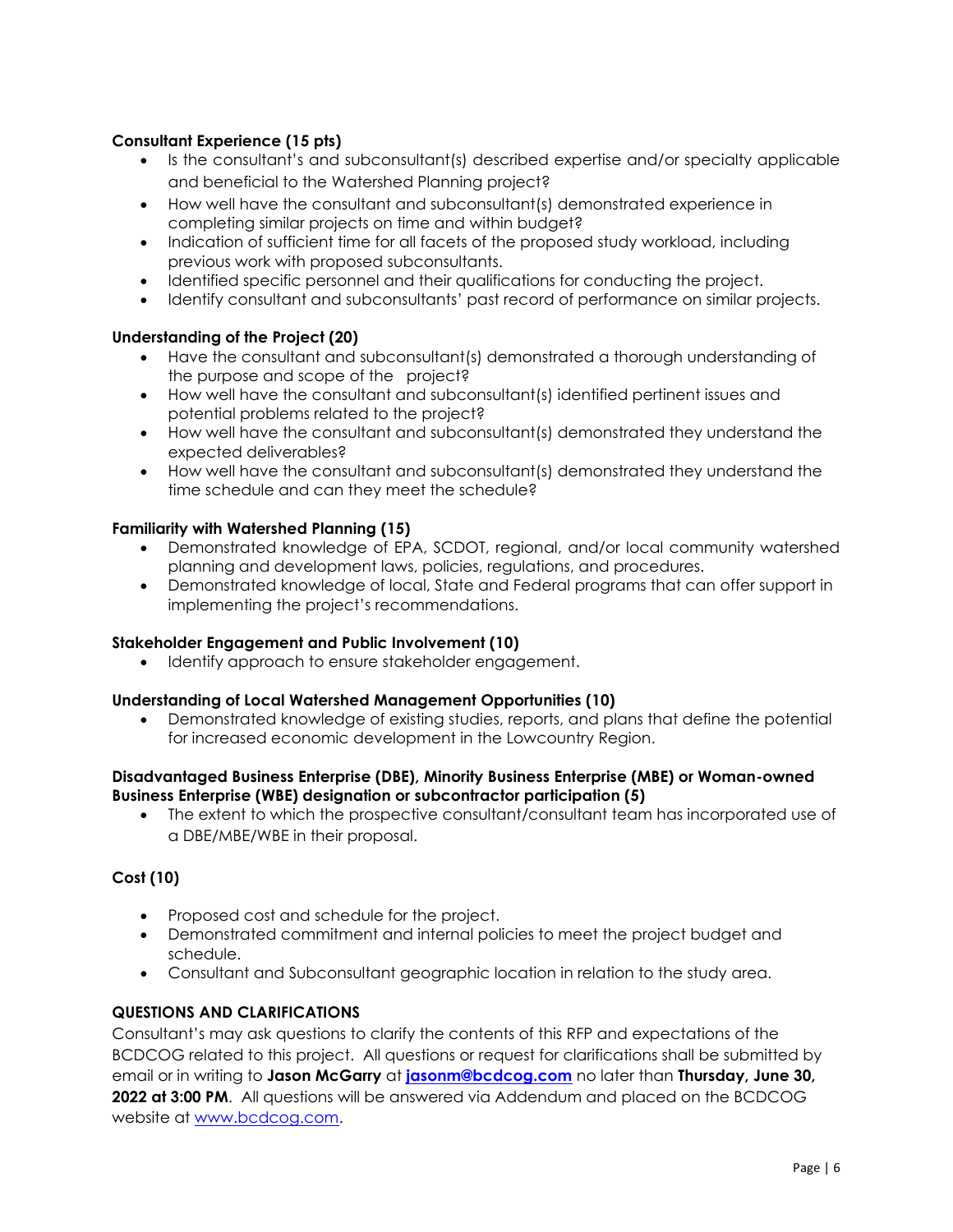**Consultant Experience (15 pts)**

- Is the consultant's and subconsultant(s) described expertise and/or specialty applicable and beneficial to the Watershed Planning project?
- How well have the consultant and subconsultant(s) demonstrated experience in completing similar projects on time and within budget?
- Indication of sufficient time for all facets of the proposed study workload, including previous work with proposed subconsultants.
- Identified specific personnel and their qualifications for conducting the project.
- Identify consultant and subconsultants' past record of performance on similar projects.

**Understanding of the Project (20)**

- Have the consultant and subconsultant(s) demonstrated a thorough understanding of the purpose and scope of the project?
- How well have the consultant and subconsultant(s) identified pertinent issues and potential problems related to the project?
- How well have the consultant and subconsultant(s) demonstrated they understand the expected deliverables?
- How well have the consultant and subconsultant(s) demonstrated they understand the time schedule and can they meet the schedule?

**Familiarity with Watershed Planning (15)**

- Demonstrated knowledge of EPA, SCDOT, regional, and/or local community watershed planning and development laws, policies, regulations, and procedures.
- Demonstrated knowledge of local, State and Federal programs that can offer support in implementing the project's recommendations.

**Stakeholder Engagement and Public Involvement (10)**

- Identify approach to ensure stakeholder engagement.

**Understanding of Local Watershed Management Opportunities (10)**

- Demonstrated knowledge of existing studies, reports, and plans that define the potential for increased economic development in the Lowcountry Region.

**Disadvantaged Business Enterprise (DBE), Minority Business Enterprise (MBE) or Woman-owned Business Enterprise (WBE) designation or subcontractor participation (5)**

- The extent to which the prospective consultant/consultant team has incorporated use of a DBE/MBE/WBE in their proposal.

**Cost (10)**

- Proposed cost and schedule for the project.
- Demonstrated commitment and internal policies to meet the project budget and schedule.
- Consultant and Subconsultant geographic location in relation to the study area.

**QUESTIONS AND CLARIFICATIONS**

Consultant's may ask questions to clarify the contents of this RFP and expectations of the BCDCOG related to this project. All questions or request for clarifications shall be submitted by email or in writing to **Jason McGarry** at **jasonm@bcdcog.com** no later than **Thursday, June 30, 2022 at 3:00 PM**. All questions will be answered via Addendum and placed on the BCDCOG website at www.bcdcog.com.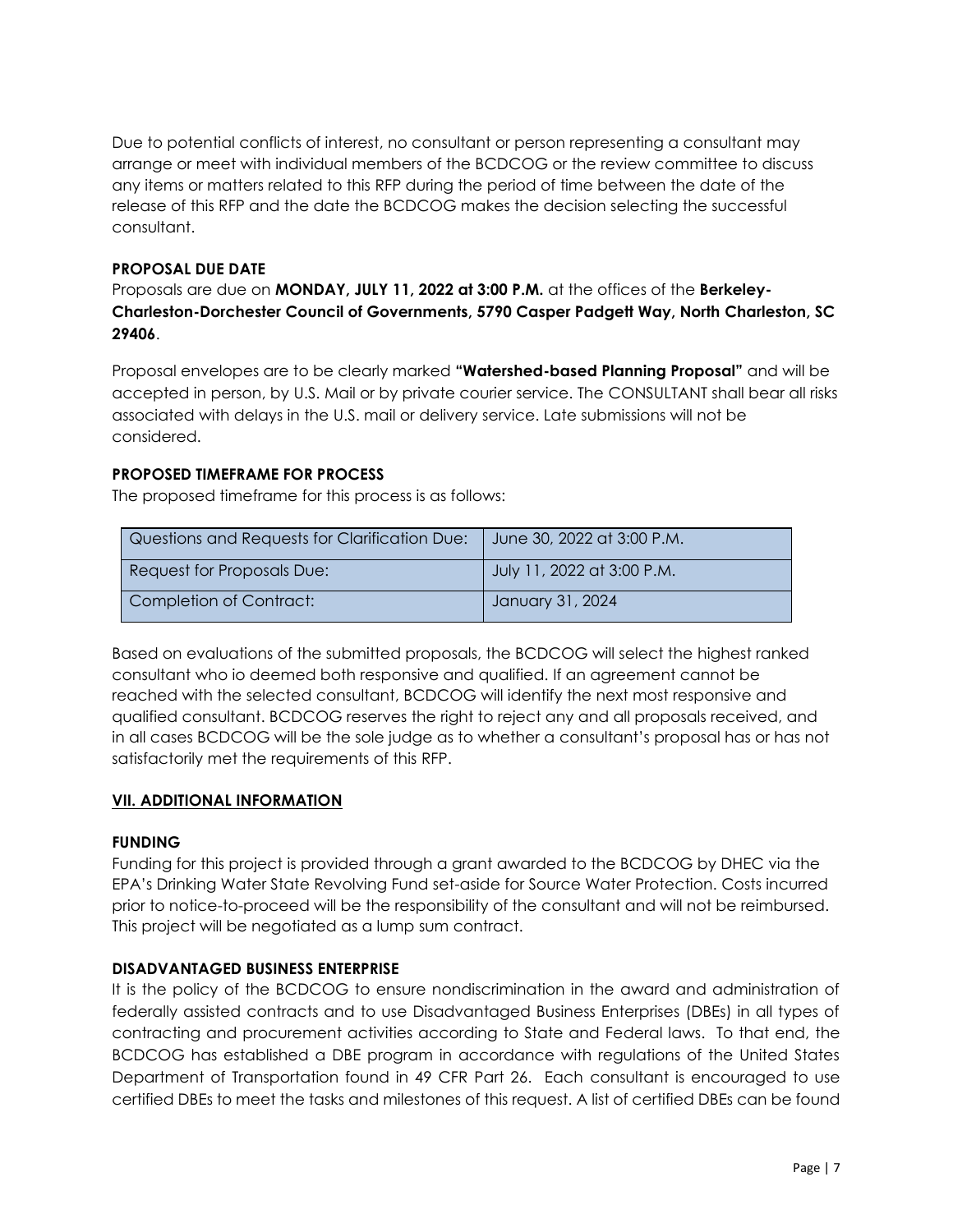Due to potential conflicts of interest, no consultant or person representing a consultant may arrange or meet with individual members of the BCDCOG or the review committee to discuss any items or matters related to this RFP during the period of time between the date of the release of this RFP and the date the BCDCOG makes the decision selecting the successful consultant.

**PROPOSAL DUE DATE**

Proposals are due on **MONDAY, JULY 11, 2022 at 3:00 P.M.** at the offices of the **Berkeley-Charleston-Dorchester Council of Governments, 5790 Casper Padgett Way, North Charleston, SC 29406**.

Proposal envelopes are to be clearly marked **"Watershed-based Planning Proposal"** and will be accepted in person, by U.S. Mail or by private courier service. The CONSULTANT shall bear all risks associated with delays in the U.S. mail or delivery service. Late submissions will not be considered.

**PROPOSED TIMEFRAME FOR PROCESS**

The proposed timeframe for this process is as follows:

| | |
|---|---|
| Questions and Requests for Clarification Due: | June 30, 2022 at 3:00 P.M. |
| Request for Proposals Due: | July 11, 2022 at 3:00 P.M. |
| Completion of Contract: | January 31, 2024 |

Based on evaluations of the submitted proposals, the BCDCOG will select the highest ranked consultant who io deemed both responsive and qualified. If an agreement cannot be reached with the selected consultant, BCDCOG will identify the next most responsive and qualified consultant. BCDCOG reserves the right to reject any and all proposals received, and in all cases BCDCOG will be the sole judge as to whether a consultant's proposal has or has not satisfactorily met the requirements of this RFP.

## VII. ADDITIONAL INFORMATION

**FUNDING**

Funding for this project is provided through a grant awarded to the BCDCOG by DHEC via the EPA's Drinking Water State Revolving Fund set-aside for Source Water Protection. Costs incurred prior to notice-to-proceed will be the responsibility of the consultant and will not be reimbursed. This project will be negotiated as a lump sum contract.

**DISADVANTAGED BUSINESS ENTERPRISE**

It is the policy of the BCDCOG to ensure nondiscrimination in the award and administration of federally assisted contracts and to use Disadvantaged Business Enterprises (DBEs) in all types of contracting and procurement activities according to State and Federal laws. To that end, the BCDCOG has established a DBE program in accordance with regulations of the United States Department of Transportation found in 49 CFR Part 26. Each consultant is encouraged to use certified DBEs to meet the tasks and milestones of this request. A list of certified DBEs can be found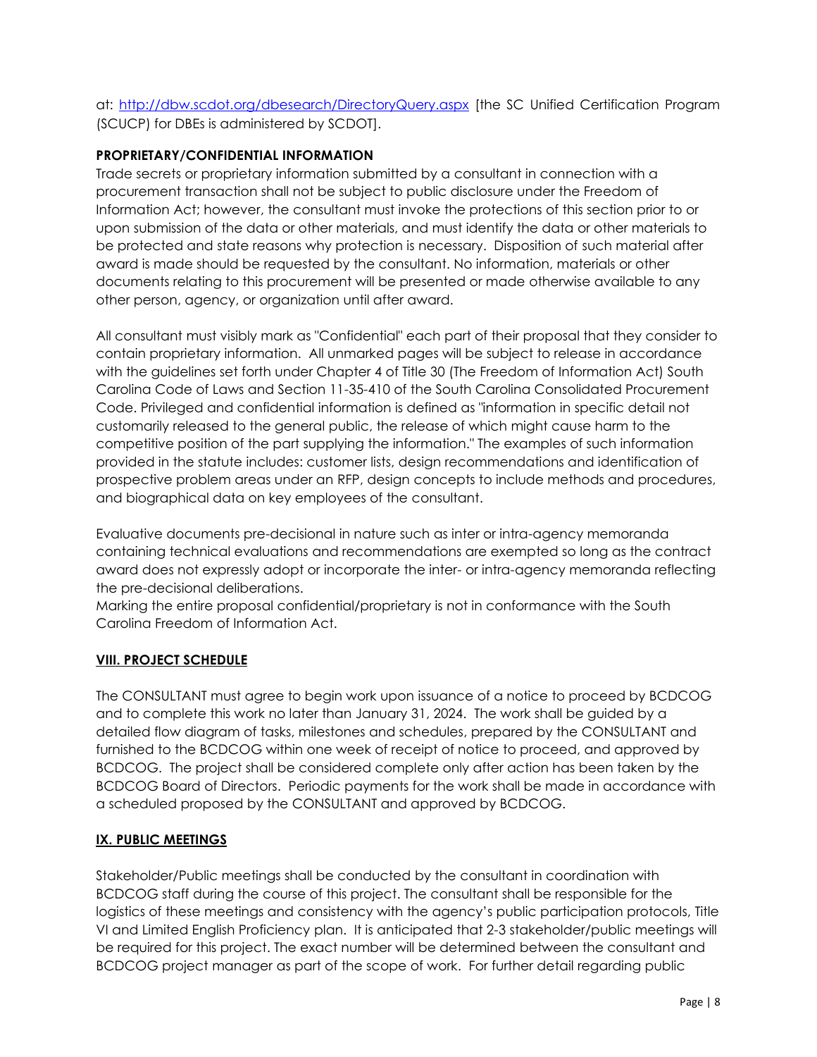at: http://dbw.scdot.org/dbesearch/DirectoryQuery.aspx [the SC Unified Certification Program (SCUCP) for DBEs is administered by SCDOT].

**PROPRIETARY/CONFIDENTIAL INFORMATION**

Trade secrets or proprietary information submitted by a consultant in connection with a procurement transaction shall not be subject to public disclosure under the Freedom of Information Act; however, the consultant must invoke the protections of this section prior to or upon submission of the data or other materials, and must identify the data or other materials to be protected and state reasons why protection is necessary. Disposition of such material after award is made should be requested by the consultant. No information, materials or other documents relating to this procurement will be presented or made otherwise available to any other person, agency, or organization until after award.

All consultant must visibly mark as "Confidential" each part of their proposal that they consider to contain proprietary information. All unmarked pages will be subject to release in accordance with the guidelines set forth under Chapter 4 of Title 30 (The Freedom of Information Act) South Carolina Code of Laws and Section 11-35-410 of the South Carolina Consolidated Procurement Code. Privileged and confidential information is defined as "information in specific detail not customarily released to the general public, the release of which might cause harm to the competitive position of the part supplying the information." The examples of such information provided in the statute includes: customer lists, design recommendations and identification of prospective problem areas under an RFP, design concepts to include methods and procedures, and biographical data on key employees of the consultant.

Evaluative documents pre-decisional in nature such as inter or intra-agency memoranda containing technical evaluations and recommendations are exempted so long as the contract award does not expressly adopt or incorporate the inter- or intra-agency memoranda reflecting the pre-decisional deliberations.
Marking the entire proposal confidential/proprietary is not in conformance with the South Carolina Freedom of Information Act.

## VIII. PROJECT SCHEDULE

The CONSULTANT must agree to begin work upon issuance of a notice to proceed by BCDCOG and to complete this work no later than January 31, 2024. The work shall be guided by a detailed flow diagram of tasks, milestones and schedules, prepared by the CONSULTANT and furnished to the BCDCOG within one week of receipt of notice to proceed, and approved by BCDCOG. The project shall be considered complete only after action has been taken by the BCDCOG Board of Directors. Periodic payments for the work shall be made in accordance with a scheduled proposed by the CONSULTANT and approved by BCDCOG.

## IX. PUBLIC MEETINGS

Stakeholder/Public meetings shall be conducted by the consultant in coordination with BCDCOG staff during the course of this project. The consultant shall be responsible for the logistics of these meetings and consistency with the agency's public participation protocols, Title VI and Limited English Proficiency plan. It is anticipated that 2-3 stakeholder/public meetings will be required for this project. The exact number will be determined between the consultant and BCDCOG project manager as part of the scope of work. For further detail regarding public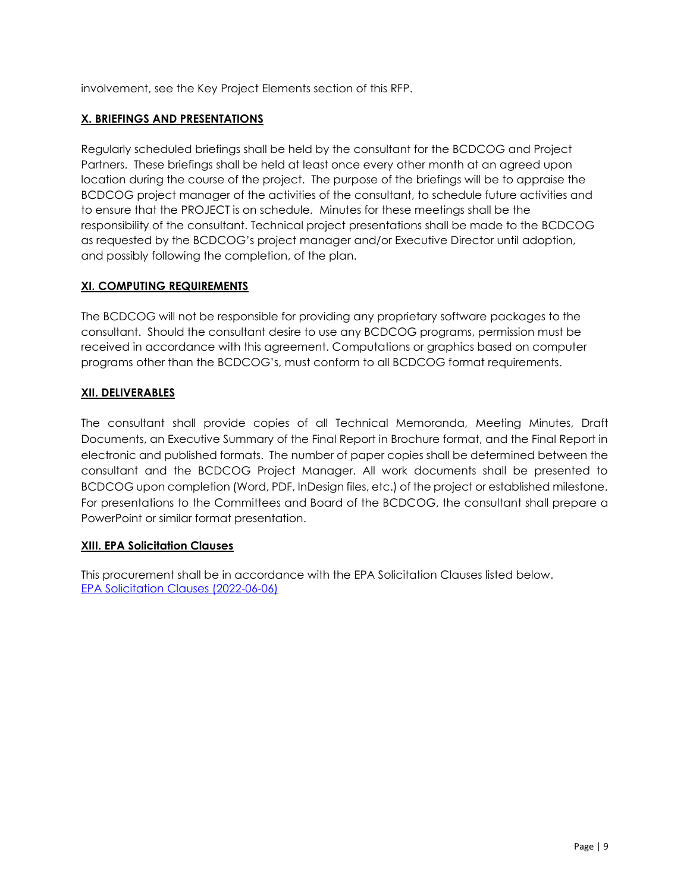involvement, see the Key Project Elements section of this RFP.

## X. BRIEFINGS AND PRESENTATIONS

Regularly scheduled briefings shall be held by the consultant for the BCDCOG and Project Partners. These briefings shall be held at least once every other month at an agreed upon location during the course of the project. The purpose of the briefings will be to appraise the BCDCOG project manager of the activities of the consultant, to schedule future activities and to ensure that the PROJECT is on schedule. Minutes for these meetings shall be the responsibility of the consultant. Technical project presentations shall be made to the BCDCOG as requested by the BCDCOG's project manager and/or Executive Director until adoption, and possibly following the completion, of the plan.

## XI. COMPUTING REQUIREMENTS

The BCDCOG will not be responsible for providing any proprietary software packages to the consultant. Should the consultant desire to use any BCDCOG programs, permission must be received in accordance with this agreement. Computations or graphics based on computer programs other than the BCDCOG's, must conform to all BCDCOG format requirements.

## XII. DELIVERABLES

The consultant shall provide copies of all Technical Memoranda, Meeting Minutes, Draft Documents, an Executive Summary of the Final Report in Brochure format, and the Final Report in electronic and published formats. The number of paper copies shall be determined between the consultant and the BCDCOG Project Manager. All work documents shall be presented to BCDCOG upon completion (Word, PDF, InDesign files, etc.) of the project or established milestone. For presentations to the Committees and Board of the BCDCOG, the consultant shall prepare a PowerPoint or similar format presentation.

## XIII. EPA Solicitation Clauses

This procurement shall be in accordance with the EPA Solicitation Clauses listed below.
EPA Solicitation Clauses (2022-06-06)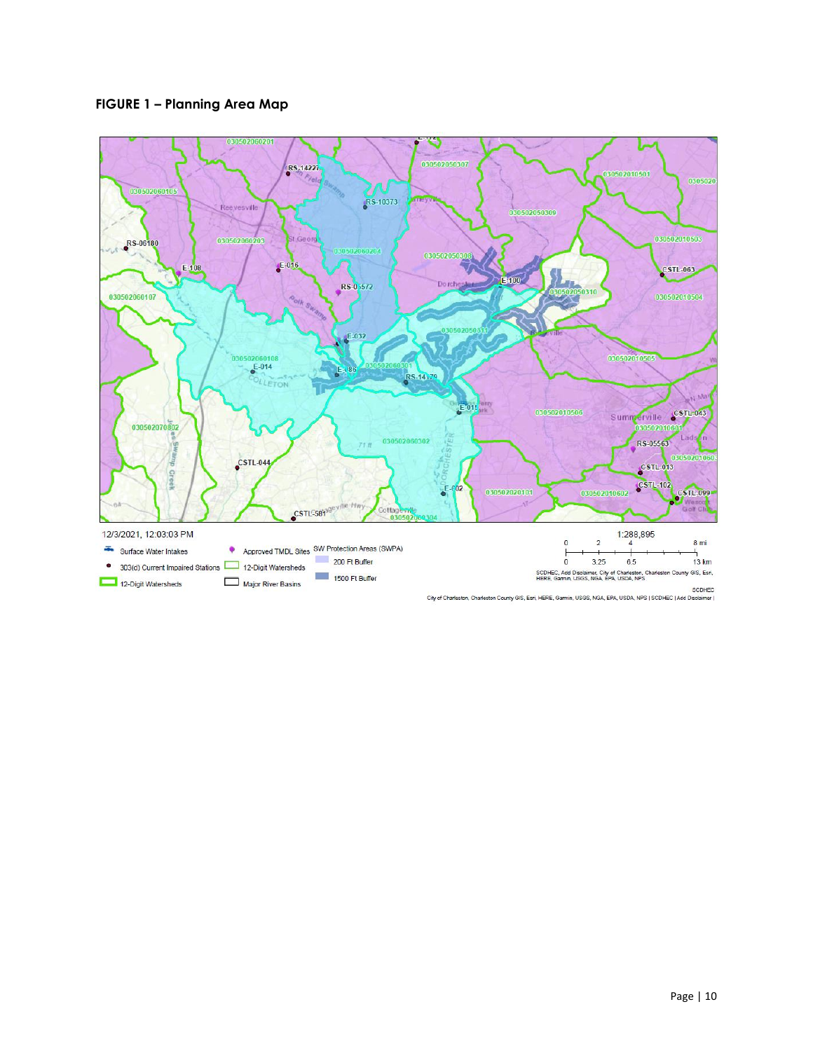**FIGURE 1 – Planning Area Map**

12/3/2021, 12:03:03 PM

Surface Water Intakes

303(d) Current Impaired Stations

12-Digit Watersheds

Approved TMDL Sites

12-Digit Watersheds

Major River Basins

SW Protection Areas (SWPA)

200 Ft Buffer

1500 Ft Buffer

1:288,895

0 2 4 8 mi

0 3.25 6.5 13 km

SCDHEC, Add Disclaimer, City of Charleston, Charleston County GIS, Esri, HERE, Garmin, USGS, NGA, EPA, USDA, NPS

SCDHEC

City of Charleston, Charleston County GIS, Esri, HERE, Garmin, USGS, NGA, EPA, USDA, NPS | SCDHEC | Add Disclaimer |